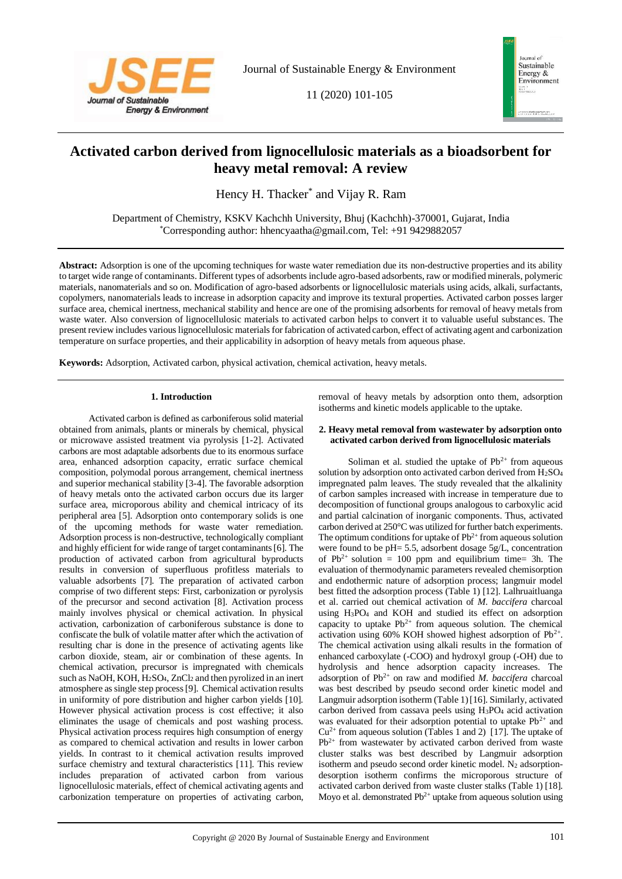# Activated carbon derived from lignocellulosic materials as a bioadsorbent for heavy metal removal: A review

Hency H. Thacker* and Vijay R. Ram

Department of Chemistry, KSKV Kachchh University, Bhuj (Kachchh)-370001, Gujarat, India
*Corresponding author: hhencyaatha@gmail.com, Tel: +91 9429882057

**Abstract:** Adsorption is one of the upcoming techniques for waste water remediation due its non-destructive properties and its ability to target wide range of contaminants. Different types of adsorbents include agro-based adsorbents, raw or modified minerals, polymeric materials, nanomaterials and so on. Modification of agro-based adsorbents or lignocellulosic materials using acids, alkali, surfactants, copolymers, nanomaterials leads to increase in adsorption capacity and improve its textural properties. Activated carbon posses larger surface area, chemical inertness, mechanical stability and hence are one of the promising adsorbents for removal of heavy metals from waste water. Also conversion of lignocellulosic materials to activated carbon helps to convert it to valuable useful substances. The present review includes various lignocellulosic materials for fabrication of activated carbon, effect of activating agent and carbonization temperature on surface properties, and their applicability in adsorption of heavy metals from aqueous phase.

**Keywords:** Adsorption, Activated carbon, physical activation, chemical activation, heavy metals.

## 1. Introduction

Activated carbon is defined as carboniferous solid material obtained from animals, plants or minerals by chemical, physical or microwave assisted treatment via pyrolysis [1-2]. Activated carbons are most adaptable adsorbents due to its enormous surface area, enhanced adsorption capacity, erratic surface chemical composition, polymodal porous arrangement, chemical inertness and superior mechanical stability [3-4]. The favorable adsorption of heavy metals onto the activated carbon occurs due its larger surface area, microporous ability and chemical intricacy of its peripheral area [5]. Adsorption onto contemporary solids is one of the upcoming methods for waste water remediation. Adsorption process is non-destructive, technologically compliant and highly efficient for wide range of target contaminants [6]. The production of activated carbon from agricultural byproducts results in conversion of superfluous profitless materials to valuable adsorbents [7]. The preparation of activated carbon comprise of two different steps: First, carbonization or pyrolysis of the precursor and second activation [8]. Activation process mainly involves physical or chemical activation. In physical activation, carbonization of carboniferous substance is done to confiscate the bulk of volatile matter after which the activation of resulting char is done in the presence of activating agents like carbon dioxide, steam, air or combination of these agents. In chemical activation, precursor is impregnated with chemicals such as NaOH, KOH, $H_2SO_4$, $ZnCl_2$ and then pyrolized in an inert atmosphere as single step process [9]. Chemical activation results in uniformity of pore distribution and higher carbon yields [10]. However physical activation process is cost effective; it also eliminates the usage of chemicals and post washing process. Physical activation process requires high consumption of energy as compared to chemical activation and results in lower carbon yields. In contrast to it chemical activation results improved surface chemistry and textural characteristics [11]. This review includes preparation of activated carbon from various lignocellulosic materials, effect of chemical activating agents and carbonization temperature on properties of activating carbon, removal of heavy metals by adsorption onto them, adsorption isotherms and kinetic models applicable to the uptake.

## 2. Heavy metal removal from wastewater by adsorption onto activated carbon derived from lignocellulosic materials

Soliman et al. studied the uptake of $Pb^{2+}$ from aqueous solution by adsorption onto activated carbon derived from $H_2SO_4$ impregnated palm leaves. The study revealed that the alkalinity of carbon samples increased with increase in temperature due to decomposition of functional groups analogous to carboxylic acid and partial calcination of inorganic components. Thus, activated carbon derived at 250°C was utilized for further batch experiments. The optimum conditions for uptake of $Pb^{2+}$ from aqueous solution were found to be pH= 5.5, adsorbent dosage 5g/L, concentration of $Pb^{2+}$ solution = 100 ppm and equilibrium time= 3h. The evaluation of thermodynamic parameters revealed chemisorption and endothermic nature of adsorption process; langmuir model best fitted the adsorption process (Table 1) [12]. Lalhruaitluanga et al. carried out chemical activation of *M. baccifera* charcoal using $H_3PO_4$ and KOH and studied its effect on adsorption capacity to uptake $Pb^{2+}$ from aqueous solution. The chemical activation using 60% KOH showed highest adsorption of $Pb^{2+}$. The chemical activation using alkali results in the formation of enhanced carboxylate (-COO) and hydroxyl group (-OH) due to hydrolysis and hence adsorption capacity increases. The adsorption of $Pb^{2+}$ on raw and modified *M. baccifera* charcoal was best described by pseudo second order kinetic model and Langmuir adsorption isotherm (Table 1) [16]. Similarly, activated carbon derived from cassava peels using $H_3PO_4$ acid activation was evaluated for their adsorption potential to uptake $Pb^{2+}$ and $Cu^{2+}$ from aqueous solution (Tables 1 and 2) [17]. The uptake of $Pb^{2+}$ from wastewater by activated carbon derived from waste cluster stalks was best described by Langmuir adsorption isotherm and pseudo second order kinetic model. $N_2$ adsorption-desorption isotherm confirms the microporous structure of activated carbon derived from waste cluster stalks (Table 1) [18]. Moyo et al. demonstrated $Pb^{2+}$ uptake from aqueous solution using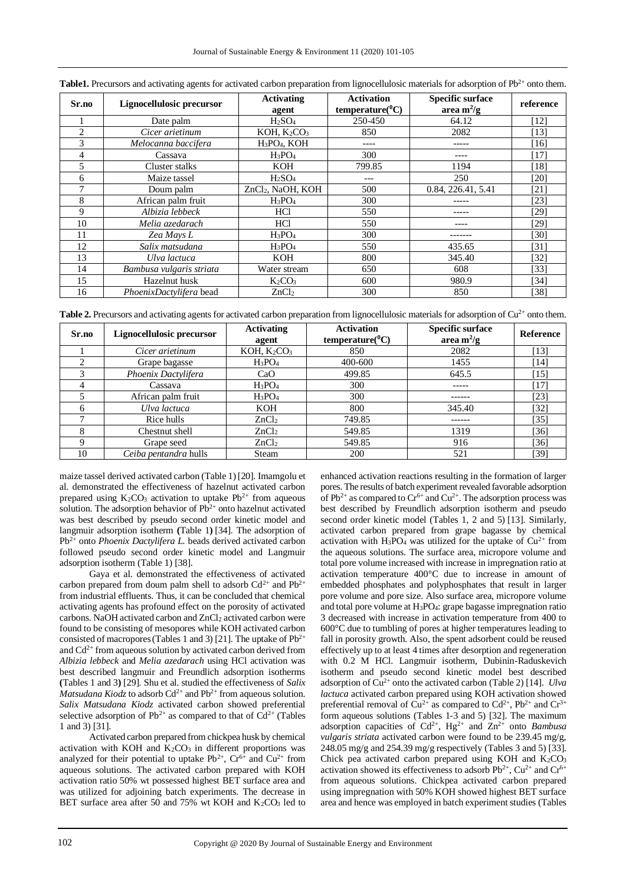**Table1.** Precursors and activating agents for activated carbon preparation from lignocellulosic materials for adsorption of $Pb^{2+}$ onto them.

| Sr.no | Lignocellulosic precursor | Activating agent | Activation temperature($^0$C) | Specific surface area $m^2$/g | reference |
|---|---|---|---|---|---|
| 1 | Date palm | $H_2SO_4$ | 250-450 | 64.12 | [12] |
| 2 | *Cicer arietinum* | KOH, $K_2CO_3$ | 850 | 2082 | [13] |
| 3 | *Melocanna baccifera* | $H_3PO_4$, KOH | ---- | ----- | [16] |
| 4 | Cassava | $H_3PO_4$ | 300 | ---- | [17] |
| 5 | Cluster stalks | KOH | 799.85 | 1194 | [18] |
| 6 | Maize tassel | $H_2SO_4$ | --- | 250 | [20] |
| 7 | Doum palm | $ZnCl_2$, NaOH, KOH | 500 | 0.84, 226.41, 5.41 | [21] |
| 8 | African palm fruit | $H_3PO_4$ | 300 | ----- | [23] |
| 9 | *Albizia lebbeck* | HCl | 550 | ----- | [29] |
| 10 | *Melia azedarach* | HCl | 550 | ---- | [29] |
| 11 | *Zea Mays L* | $H_3PO_4$ | 300 | ------- | [30] |
| 12 | *Salix matsudana* | $H_3PO_4$ | 550 | 435.65 | [31] |
| 13 | *Ulva lactuca* | KOH | 800 | 345.40 | [32] |
| 14 | *Bambusa vulgaris striata* | Water stream | 650 | 608 | [33] |
| 15 | Hazelnut husk | $K_2CO_3$ | 600 | 980.9 | [34] |
| 16 | *PhoenixDactylifera* bead | $ZnCl_2$ | 300 | 850 | [38] |

**Table 2.** Precursors and activating agents for activated carbon preparation from lignocellulosic materials for adsorption of $Cu^{2+}$ onto them.

| Sr.no | Lignocellulosic precursor | Activating agent | Activation temperature($^0$C) | Specific surface area $m^2$/g | Reference |
|---|---|---|---|---|---|
| 1 | *Cicer arietinum* | KOH, $K_2CO_3$ | 850 | 2082 | [13] |
| 2 | Grape bagasse | $H_3PO_4$ | 400-600 | 1455 | [14] |
| 3 | *Phoenix Dactylifera* | CaO | 499.85 | 645.5 | [15] |
| 4 | Cassava | $H_3PO_4$ | 300 | ----- | [17] |
| 5 | African palm fruit | $H_3PO_4$ | 300 | ------ | [23] |
| 6 | *Ulva lactuca* | KOH | 800 | 345.40 | [32] |
| 7 | Rice hulls | $ZnCl_2$ | 749.85 | ------ | [35] |
| 8 | Chestnut shell | $ZnCl_2$ | 549.85 | 1319 | [36] |
| 9 | Grape seed | $ZnCl_2$ | 549.85 | 916 | [36] |
| 10 | *Ceiba pentandra* hulls | Steam | 200 | 521 | [39] |

maize tassel derived activated carbon (Table 1) [20]. Imamgolu et al. demonstrated the effectiveness of hazelnut activated carbon prepared using $K_2CO_3$ activation to uptake $Pb^{2+}$ from aqueous solution. The adsorption behavior of $Pb^{2+}$ onto hazelnut activated was best described by pseudo second order kinetic model and langmuir adsorption isotherm **(**Table 1**)** [34]. The adsorption of $Pb^{2+}$ onto *Phoenix Dactylifera L.* beads derived activated carbon followed pseudo second order kinetic model and Langmuir adsorption isotherm (Table 1) [38].

Gaya et al. demonstrated the effectiveness of activated carbon prepared from doum palm shell to adsorb $Cd^{2+}$ and $Pb^{2+}$ from industrial effluents. Thus, it can be concluded that chemical activating agents has profound effect on the porosity of activated carbons. NaOH activated carbon and $ZnCl_2$ activated carbon were found to be consisting of mesopores while KOH activated carbon consisted of macropores (Tables 1 and 3) [21]. The uptake of $Pb^{2+}$ and $Cd^{2+}$ from aqueous solution by activated carbon derived from *Albizia lebbeck* and *Melia azedarach* using HCl activation was best described langmuir and Freundlich adsorption isotherms **(**Tables 1 and 3**)** [29]. Shu et al. studied the effectiveness of *Salix Matsudana Kiodz* to adsorb $Cd^{2+}$ and $Pb^{2+}$ from aqueous solution. *Salix Matsudana Kiodz* activated carbon showed preferential selective adsorption of $Pb^{2+}$ as compared to that of $Cd^{2+}$ (Tables 1 and 3) [31].

Activated carbon prepared from chickpea husk by chemical activation with KOH and $K_2CO_3$ in different proportions was analyzed for their potential to uptake $Pb^{2+}$, $Cr^{6+}$ and $Cu^{2+}$ from aqueous solutions. The activated carbon prepared with KOH activation ratio 50% wt possessed highest BET surface area and was utilized for adjoining batch experiments. The decrease in BET surface area after 50 and 75% wt KOH and $K_2CO_3$ led to enhanced activation reactions resulting in the formation of larger pores. The results of batch experiment revealed favorable adsorption of $Pb^{2+}$ as compared to $Cr^{6+}$ and $Cu^{2+}$. The adsorption process was best described by Freundlich adsorption isotherm and pseudo second order kinetic model (Tables 1, 2 and 5) [13]. Similarly, activated carbon prepared from grape bagasse by chemical activation with $H_3PO_4$ was utilized for the uptake of $Cu^{2+}$ from the aqueous solutions. The surface area, micropore volume and total pore volume increased with increase in impregnation ratio at activation temperature 400°C due to increase in amount of embedded phosphates and polyphosphates that result in larger pore volume and pore size. Also surface area, micropore volume and total pore volume at $H_3PO_4$: grape bagasse impregnation ratio 3 decreased with increase in activation temperature from 400 to 600°C due to tumbling of pores at higher temperatures leading to fall in porosity growth. Also, the spent adsorbent could be reused effectively up to at least 4 times after desorption and regeneration with 0.2 M HCl. Langmuir isotherm, Dubinin-Raduskevich isotherm and pseudo second kinetic model best described adsorption of $Cu^{2+}$ onto the activated carbon (Table 2) [14]. *Ulva lactuca* activated carbon prepared using KOH activation showed preferential removal of $Cu^{2+}$ as compared to $Cd^{2+}$, $Pb^{2+}$ and $Cr^{3+}$ form aqueous solutions (Tables 1-3 and 5) [32]. The maximum adsorption capacities of $Cd^{2+}$, $Hg^{2+}$ and $Zn^{2+}$ onto *Bambusa vulgaris striata* activated carbon were found to be 239.45 mg/g, 248.05 mg/g and 254.39 mg/g respectively (Tables 3 and 5) [33]. Chick pea activated carbon prepared using KOH and $K_2CO_3$ activation showed its effectiveness to adsorb $Pb^{2+}$, $Cu^{2+}$ and $Cr^{6+}$ from aqueous solutions. Chickpea activated carbon prepared using impregnation with 50% KOH showed highest BET surface area and hence was employed in batch experiment studies (Tables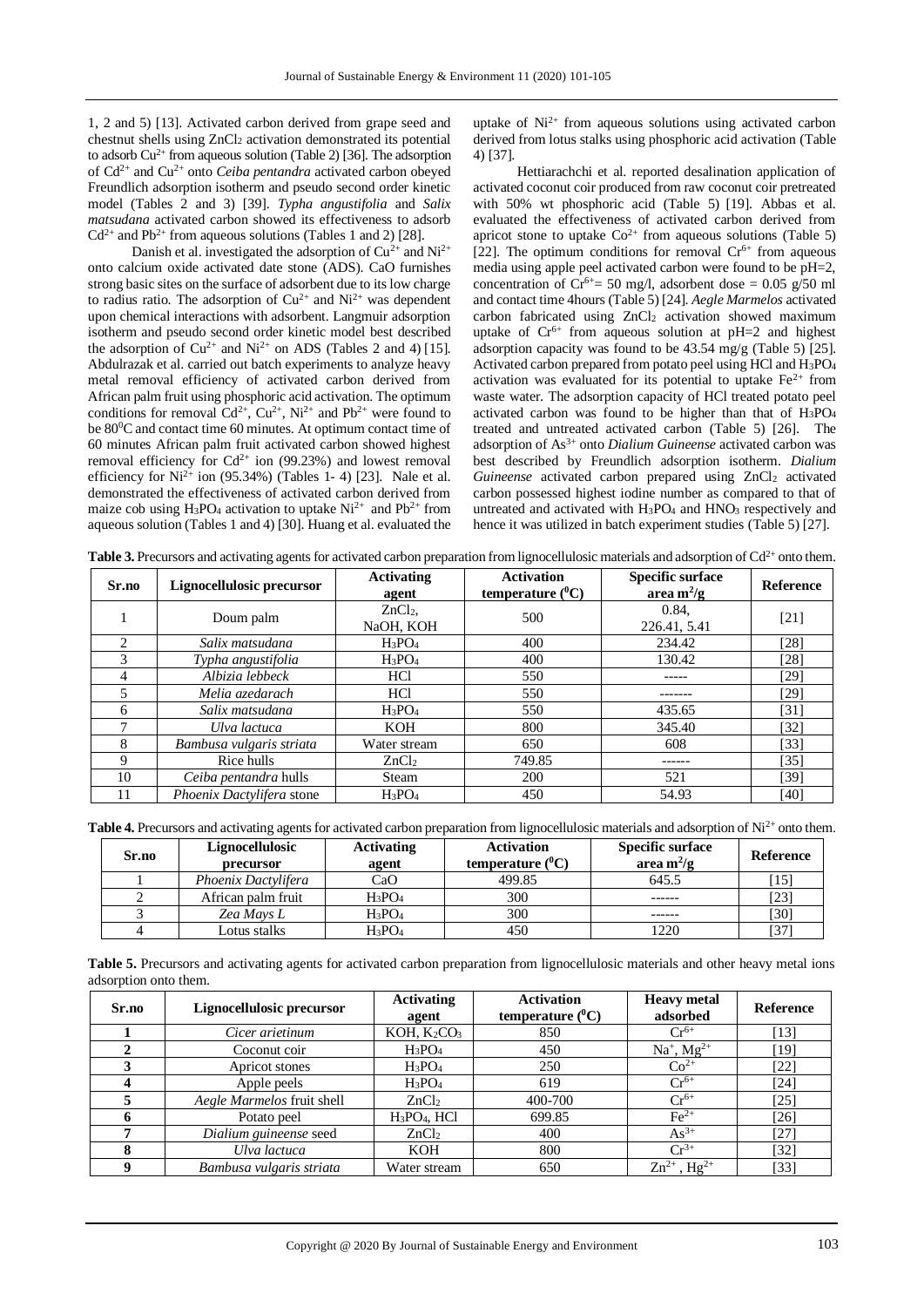1, 2 and 5) [13]. Activated carbon derived from grape seed and chestnut shells using $ZnCl_2$ activation demonstrated its potential to adsorb $Cu^{2+}$ from aqueous solution (Table 2) [36]. The adsorption of $Cd^{2+}$ and $Cu^{2+}$ onto *Ceiba pentandra* activated carbon obeyed Freundlich adsorption isotherm and pseudo second order kinetic model (Tables 2 and 3) [39]. *Typha angustifolia* and *Salix matsudana* activated carbon showed its effectiveness to adsorb $Cd^{2+}$ and $Pb^{2+}$ from aqueous solutions (Tables 1 and 2) [28].

Danish et al. investigated the adsorption of $Cu^{2+}$ and $Ni^{2+}$ onto calcium oxide activated date stone (ADS). CaO furnishes strong basic sites on the surface of adsorbent due to its low charge to radius ratio. The adsorption of $Cu^{2+}$ and $Ni^{2+}$ was dependent upon chemical interactions with adsorbent. Langmuir adsorption isotherm and pseudo second order kinetic model best described the adsorption of $Cu^{2+}$ and $Ni^{2+}$ on ADS (Tables 2 and 4) [15]. Abdulrazak et al. carried out batch experiments to analyze heavy metal removal efficiency of activated carbon derived from African palm fruit using phosphoric acid activation. The optimum conditions for removal $Cd^{2+}$, $Cu^{2+}$, $Ni^{2+}$ and $Pb^{2+}$ were found to be $80^0C$ and contact time 60 minutes. At optimum contact time of 60 minutes African palm fruit activated carbon showed highest removal efficiency for $Cd^{2+}$ ion (99.23%) and lowest removal efficiency for $Ni^{2+}$ ion (95.34%) (Tables 1- 4) [23]. Nale et al. demonstrated the effectiveness of activated carbon derived from maize cob using $H_3PO_4$ activation to uptake $Ni^{2+}$ and $Pb^{2+}$ from aqueous solution (Tables 1 and 4) [30]. Huang et al. evaluated the uptake of $Ni^{2+}$ from aqueous solutions using activated carbon derived from lotus stalks using phosphoric acid activation (Table 4) [37].

Hettiarachchi et al. reported desalination application of activated coconut coir produced from raw coconut coir pretreated with 50% wt phosphoric acid (Table 5) [19]. Abbas et al. evaluated the effectiveness of activated carbon derived from apricot stone to uptake $Co^{2+}$ from aqueous solutions (Table 5) [22]. The optimum conditions for removal $Cr^{6+}$ from aqueous media using apple peel activated carbon were found to be pH=2, concentration of $Cr^{6+}$= 50 mg/l, adsorbent dose = 0.05 g/50 ml and contact time 4hours (Table 5) [24]. *Aegle Marmelos* activated carbon fabricated using $ZnCl_2$ activation showed maximum uptake of $Cr^{6+}$ from aqueous solution at pH=2 and highest adsorption capacity was found to be 43.54 mg/g (Table 5) [25]. Activated carbon prepared from potato peel using HCl and $H_3PO_4$ activation was evaluated for its potential to uptake $Fe^{2+}$ from waste water. The adsorption capacity of HCl treated potato peel activated carbon was found to be higher than that of $H_3PO_4$ treated and untreated activated carbon (Table 5) [26]. The adsorption of $As^{3+}$ onto *Dialium Guineense* activated carbon was best described by Freundlich adsorption isotherm. *Dialium Guineense* activated carbon prepared using $ZnCl_2$ activated carbon possessed highest iodine number as compared to that of untreated and activated with $H_3PO_4$ and $HNO_3$ respectively and hence it was utilized in batch experiment studies (Table 5) [27].

**Table 3.** Precursors and activating agents for activated carbon preparation from lignocellulosic materials and adsorption of $Cd^{2+}$ onto them.

| Sr.no | Lignocellulosic precursor | Activating agent | Activation temperature ($^0C$) | Specific surface area $m^2/g$ | Reference |
|---|---|---|---|---|---|
| 1 | Doum palm | $ZnCl_2$, NaOH, KOH | 500 | 0.84, 226.41, 5.41 | [21] |
| 2 | *Salix matsudana* | $H_3PO_4$ | 400 | 234.42 | [28] |
| 3 | *Typha angustifolia* | $H_3PO_4$ | 400 | 130.42 | [28] |
| 4 | *Albizia lebbeck* | HCl | 550 | ----- | [29] |
| 5 | *Melia azedarach* | HCl | 550 | ------- | [29] |
| 6 | *Salix matsudana* | $H_3PO_4$ | 550 | 435.65 | [31] |
| 7 | *Ulva lactuca* | KOH | 800 | 345.40 | [32] |
| 8 | *Bambusa vulgaris striata* | Water stream | 650 | 608 | [33] |
| 9 | Rice hulls | $ZnCl_2$ | 749.85 | ------ | [35] |
| 10 | *Ceiba pentandra* hulls | Steam | 200 | 521 | [39] |
| 11 | *Phoenix Dactylifera* stone | $H_3PO_4$ | 450 | 54.93 | [40] |

**Table 4.** Precursors and activating agents for activated carbon preparation from lignocellulosic materials and adsorption of $Ni^{2+}$ onto them.

| Sr.no | Lignocellulosic precursor | Activating agent | Activation temperature ($^0C$) | Specific surface area $m^2/g$ | Reference |
|---|---|---|---|---|---|
| 1 | *Phoenix Dactylifera* | CaO | 499.85 | 645.5 | [15] |
| 2 | African palm fruit | $H_3PO_4$ | 300 | ------ | [23] |
| 3 | *Zea Mays L* | $H_3PO_4$ | 300 | ------ | [30] |
| 4 | Lotus stalks | $H_3PO_4$ | 450 | 1220 | [37] |

**Table 5.** Precursors and activating agents for activated carbon preparation from lignocellulosic materials and other heavy metal ions adsorption onto them.

| Sr.no | Lignocellulosic precursor | Activating agent | Activation temperature ($^0C$) | Heavy metal adsorbed | Reference |
|---|---|---|---|---|---|
| **1** | *Cicer arietinum* | KOH, $K_2CO_3$ | 850 | $Cr^{6+}$ | [13] |
| **2** | Coconut coir | $H_3PO_4$ | 450 | $Na^+$, $Mg^{2+}$ | [19] |
| **3** | Apricot stones | $H_3PO_4$ | 250 | $Co^{2+}$ | [22] |
| **4** | Apple peels | $H_3PO_4$ | 619 | $Cr^{6+}$ | [24] |
| **5** | *Aegle Marmelos* fruit shell | $ZnCl_2$ | 400-700 | $Cr^{6+}$ | [25] |
| **6** | Potato peel | $H_3PO_4$, HCl | 699.85 | $Fe^{2+}$ | [26] |
| **7** | *Dialium guineense* seed | $ZnCl_2$ | 400 | $As^{3+}$ | [27] |
| **8** | *Ulva lactuca* | KOH | 800 | $Cr^{3+}$ | [32] |
| **9** | *Bambusa vulgaris striata* | Water stream | 650 | $Zn^{2+}$ , $Hg^{2+}$ | [33] |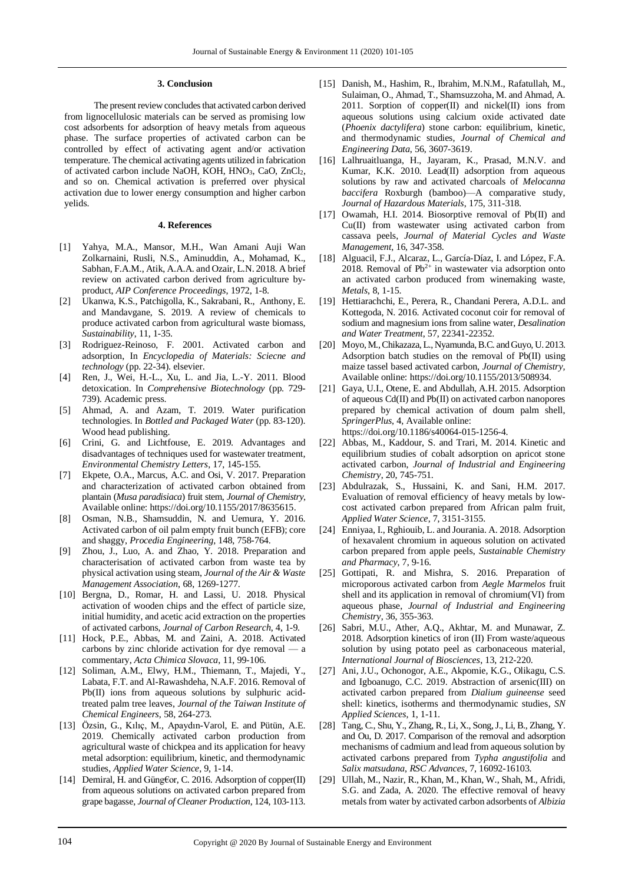### 3. Conclusion

The present review concludes that activated carbon derived from lignocellulosic materials can be served as promising low cost adsorbents for adsorption of heavy metals from aqueous phase. The surface properties of activated carbon can be controlled by effect of activating agent and/or activation temperature. The chemical activating agents utilized in fabrication of activated carbon include NaOH, KOH, $HNO_3$, CaO, $ZnCl_2$, and so on. Chemical activation is preferred over physical activation due to lower energy consumption and higher carbon yelids.

### 4. References

[1] Yahya, M.A., Mansor, M.H., Wan Amani Auji Wan Zolkarnaini, Rusli, N.S., Aminuddin, A., Mohamad, K., Sabhan, F.A.M., Atik, A.A.A. and Ozair, L.N. 2018. A brief review on activated carbon derived from agriculture by-product, *AIP Conference Proceedings*, 1972, 1-8.

[2] Ukanwa, K.S., Patchigolla, K., Sakrabani, R., Anthony, E. and Mandavgane, S. 2019. A review of chemicals to produce activated carbon from agricultural waste biomass, *Sustainability*, 11, 1-35.

[3] Rodriguez-Reinoso, F. 2001. Activated carbon and adsorption, In *Encyclopedia of Materials: Sciecne and technology* (pp. 22-34). elsevier.

[4] Ren, J., Wei, H.-L., Xu, L. and Jia, L.-Y. 2011. Blood detoxication. In *Comprehensive Biotechnology* (pp. 729-739). Academic press.

[5] Ahmad, A. and Azam, T. 2019. Water purification technologies. In *Bottled and Packaged Water* (pp. 83-120). Wood head publishing.

[6] Crini, G. and Lichtfouse, E. 2019. Advantages and disadvantages of techniques used for wastewater treatment, *Environmental Chemistry Letters*, 17, 145-155.

[7] Ekpete, O.A., Marcus, A.C. and Osi, V. 2017. Preparation and characterization of activated carbon obtained from plantain (*Musa paradisiaca*) fruit stem, *Journal of Chemistry*, Available online: https://doi.org/10.1155/2017/8635615.

[8] Osman, N.B., Shamsuddin, N. and Uemura, Y. 2016. Activated carbon of oil palm empty fruit bunch (EFB); core and shaggy, *Procedia Engineering*, 148, 758-764.

[9] Zhou, J., Luo, A. and Zhao, Y. 2018. Preparation and characterisation of activated carbon from waste tea by physical activation using steam, *Journal of the Air & Waste Management Association*, 68, 1269-1277.

[10] Bergna, D., Romar, H. and Lassi, U. 2018. Physical activation of wooden chips and the effect of particle size, initial humidity, and acetic acid extraction on the properties of activated carbons, *Journal of Carbon Research*, 4, 1-9.

[11] Hock, P.E., Abbas, M. and Zaini, A. 2018. Activated carbons by zinc chloride activation for dye removal — a commentary, *Acta Chimica Slovaca*, 11, 99-106.

[12] Soliman, A.M., Elwy, H.M., Thiemann, T., Majedi, Y., Labata, F.T. and Al-Rawashdeha, N.A.F. 2016. Removal of Pb(II) ions from aqueous solutions by sulphuric acid-treated palm tree leaves, *Journal of the Taiwan Institute of Chemical Engineers*, 58, 264-273.

[13] Özsin, G., Kılıç, M., Apaydın-Varol, E. and Pütün, A.E. 2019. Chemically activated carbon production from agricultural waste of chickpea and its application for heavy metal adsorption: equilibrium, kinetic, and thermodynamic studies, *Applied Water Science*, 9, 1-14.

[14] Demiral, H. and Güng€or, C. 2016. Adsorption of copper(II) from aqueous solutions on activated carbon prepared from grape bagasse, *Journal of Cleaner Production*, 124, 103-113.

[15] Danish, M., Hashim, R., Ibrahim, M.N.M., Rafatullah, M., Sulaiman, O., Ahmad, T., Shamsuzzoha, M. and Ahmad, A. 2011. Sorption of copper(II) and nickel(II) ions from aqueous solutions using calcium oxide activated date (*Phoenix dactylifera*) stone carbon: equilibrium, kinetic, and thermodynamic studies, *Journal of Chemical and Engineering Data*, 56, 3607-3619.

[16] Lalhruaitluanga, H., Jayaram, K., Prasad, M.N.V. and Kumar, K.K. 2010. Lead(II) adsorption from aqueous solutions by raw and activated charcoals of *Melocanna baccifera* Roxburgh (bamboo)—A comparative study, *Journal of Hazardous Materials*, 175, 311-318.

[17] Owamah, H.I. 2014. Biosorptive removal of Pb(II) and Cu(II) from wastewater using activated carbon from cassava peels, *Journal of Material Cycles and Waste Management*, 16, 347-358.

[18] Alguacil, F.J., Alcaraz, L., García-Díaz, I. and López, F.A. 2018. Removal of $Pb^{2+}$ in wastewater via adsorption onto an activated carbon produced from winemaking waste, *Metals*, 8, 1-15.

[19] Hettiarachchi, E., Perera, R., Chandani Perera, A.D.L. and Kottegoda, N. 2016. Activated coconut coir for removal of sodium and magnesium ions from saline water, *Desalination and Water Treatment*, 57, 22341-22352.

[20] Moyo, M., Chikazaza, L., Nyamunda, B.C. and Guyo, U. 2013. Adsorption batch studies on the removal of Pb(II) using maize tassel based activated carbon, *Journal of Chemistry*, Available online: https://doi.org/10.1155/2013/508934.

[21] Gaya, U.I., Otene, E. and Abdullah, A.H. 2015. Adsorption of aqueous Cd(II) and Pb(II) on activated carbon nanopores prepared by chemical activation of doum palm shell, *SpringerPlus*, 4, Available online: https://doi.org/10.1186/s40064-015-1256-4.

[22] Abbas, M., Kaddour, S. and Trari, M. 2014. Kinetic and equilibrium studies of cobalt adsorption on apricot stone activated carbon, *Journal of Industrial and Engineering Chemistry*, 20, 745-751.

[23] Abdulrazak, S., Hussaini, K. and Sani, H.M. 2017. Evaluation of removal efficiency of heavy metals by low-cost activated carbon prepared from African palm fruit, *Applied Water Science*, 7, 3151-3155.

[24] Enniyaa, I., Rghiouib, L. and Jourania. A. 2018. Adsorption of hexavalent chromium in aqueous solution on activated carbon prepared from apple peels, *Sustainable Chemistry and Pharmacy*, 7, 9-16.

[25] Gottipati, R. and Mishra, S. 2016. Preparation of microporous activated carbon from *Aegle Marmelos* fruit shell and its application in removal of chromium(VI) from aqueous phase, *Journal of Industrial and Engineering Chemistry*, 36, 355-363.

[26] Sabri, M.U., Ather, A.Q., Akhtar, M. and Munawar, Z. 2018. Adsorption kinetics of iron (II) From waste/aqueous solution by using potato peel as carbonaceous material, *International Journal of Biosciences*, 13, 212-220.

[27] Ani, J.U., Ochonogor, A.E., Akpomie, K.G., Olikagu, C.S. and Igboanugo, C.C. 2019. Abstraction of arsenic(III) on activated carbon prepared from *Dialium guineense* seed shell: kinetics, isotherms and thermodynamic studies, *SN Applied Sciences*, 1, 1-11.

[28] Tang, C., Shu, Y., Zhang, R., Li, X., Song, J., Li, B., Zhang, Y. and Ou, D. 2017. Comparison of the removal and adsorption mechanisms of cadmium and lead from aqueous solution by activated carbons prepared from *Typha angustifolia* and *Salix matsudana*, *RSC Advances*, 7, 16092-16103.

[29] Ullah, M., Nazir, R., Khan, M., Khan, W., Shah, M., Afridi, S.G. and Zada, A. 2020. The effective removal of heavy metals from water by activated carbon adsorbents of *Albizia*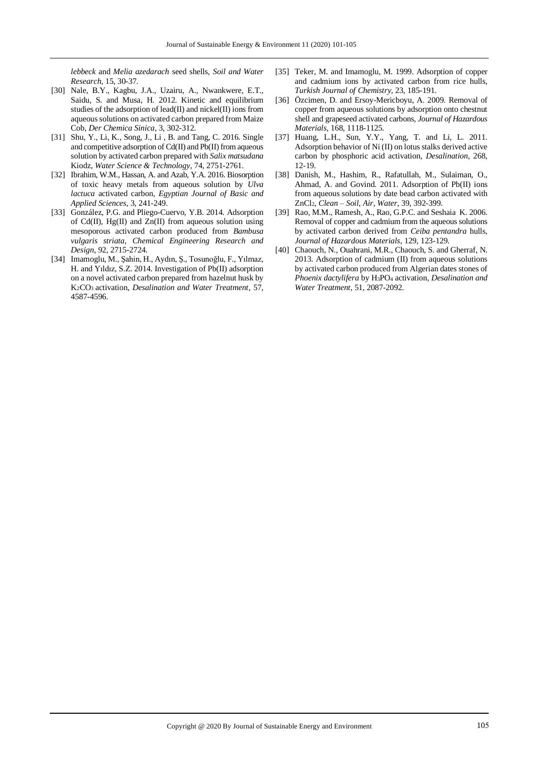*lebbeck* and *Melia azedarach* seed shells, *Soil and Water Research*, 15, 30-37.

[30] Nale, B.Y., Kagbu, J.A., Uzairu, A., Nwankwere, E.T., Saidu, S. and Musa, H. 2012. Kinetic and equilibrium studies of the adsorption of lead(II) and nickel(II) ions from aqueous solutions on activated carbon prepared from Maize Cob, *Der Chemica Sinica*, 3, 302-312.

[31] Shu, Y., Li, K., Song, J., Li , B. and Tang, C. 2016. Single and competitive adsorption of Cd(II) and Pb(II) from aqueous solution by activated carbon prepared with *Salix matsudana* Kiodz, *Water Science & Technology*, 74, 2751-2761.

[32] Ibrahim, W.M., Hassan, A. and Azab, Y.A. 2016. Biosorption of toxic heavy metals from aqueous solution by *Ulva lactuca* activated carbon, *Egyptian Journal of Basic and Applied Sciences*, 3, 241-249.

[33] González, P.G. and Pliego-Cuervo, Y.B. 2014. Adsorption of Cd(II), Hg(II) and Zn(II) from aqueous solution using mesoporous activated carbon produced from *Bambusa vulgaris striata*, *Chemical Engineering Research and Design*, 92, 2715-2724.

[34] Imamoglu, M., Şahin, H., Aydın, Ş., Tosunoğlu, F., Yılmaz, H. and Yıldız, S.Z. 2014. Investigation of Pb(II) adsorption on a novel activated carbon prepared from hazelnut husk by $K_2CO_3$ activation, *Desalination and Water Treatment*, 57, 4587-4596.

[35] Teker, M. and Imamoglu, M. 1999. Adsorption of copper and cadmium ions by activated carbon from rice hulls, *Turkish Journal of Chemistry*, 23, 185-191.

[36] Özcimen, D. and Ersoy-Mericboyu, A. 2009. Removal of copper from aqueous solutions by adsorption onto chestnut shell and grapeseed activated carbons, *Journal of Hazardous Materials*, 168, 1118-1125.

[37] Huang, L.H., Sun, Y.Y., Yang, T. and Li, L. 2011. Adsorption behavior of Ni (II) on lotus stalks derived active carbon by phosphoric acid activation, *Desalination*, 268, 12-19.

[38] Danish, M., Hashim, R., Rafatullah, M., Sulaiman, O., Ahmad, A. and Govind. 2011. Adsorption of Pb(II) ions from aqueous solutions by date bead carbon activated with $ZnCl_2$, *Clean – Soil, Air, Water*, 39, 392-399.

[39] Rao, M.M., Ramesh, A., Rao, G.P.C. and Seshaia K. 2006. Removal of copper and cadmium from the aqueous solutions by activated carbon derived from *Ceiba pentandra* hulls, *Journal of Hazardous Materials*, 129, 123-129.

[40] Chaouch, N., Ouahrani, M.R., Chaouch, S. and Gherraf, N. 2013. Adsorption of cadmium (II) from aqueous solutions by activated carbon produced from Algerian dates stones of *Phoenix dactylifera* by $H_3PO_4$ activation, *Desalination and Water Treatment*, 51, 2087-2092.